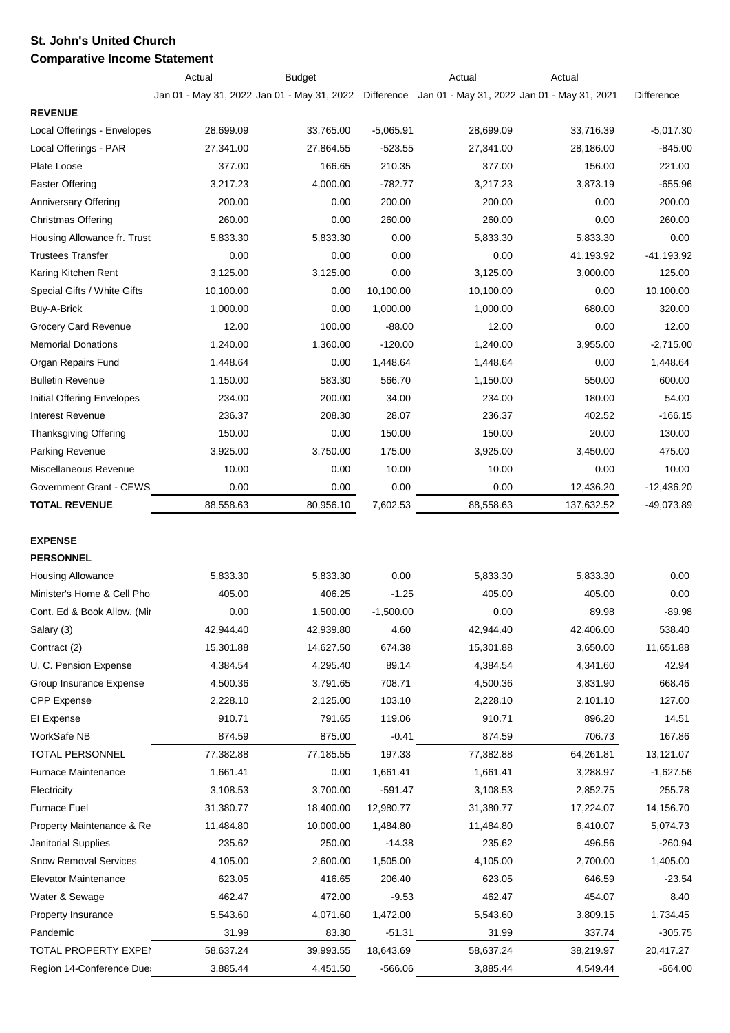**St. John's United Church**

**Comparative Income Statement**

| | Actual | Budget | | Actual | Actual | |
|---|---|---|---|---|---|---|
| | Jan 01 - May 31, 2022 | Jan 01 - May 31, 2022 | Difference | Jan 01 - May 31, 2022 | Jan 01 - May 31, 2021 | Difference |
| **REVENUE** | | | | | | |
| Local Offerings - Envelopes | 28,699.09 | 33,765.00 | -5,065.91 | 28,699.09 | 33,716.39 | -5,017.30 |
| Local Offerings - PAR | 27,341.00 | 27,864.55 | -523.55 | 27,341.00 | 28,186.00 | -845.00 |
| Plate Loose | 377.00 | 166.65 | 210.35 | 377.00 | 156.00 | 221.00 |
| Easter Offering | 3,217.23 | 4,000.00 | -782.77 | 3,217.23 | 3,873.19 | -655.96 |
| Anniversary Offering | 200.00 | 0.00 | 200.00 | 200.00 | 0.00 | 200.00 |
| Christmas Offering | 260.00 | 0.00 | 260.00 | 260.00 | 0.00 | 260.00 |
| Housing Allowance fr. Trust | 5,833.30 | 5,833.30 | 0.00 | 5,833.30 | 5,833.30 | 0.00 |
| Trustees Transfer | 0.00 | 0.00 | 0.00 | 0.00 | 41,193.92 | -41,193.92 |
| Karing Kitchen Rent | 3,125.00 | 3,125.00 | 0.00 | 3,125.00 | 3,000.00 | 125.00 |
| Special Gifts / White Gifts | 10,100.00 | 0.00 | 10,100.00 | 10,100.00 | 0.00 | 10,100.00 |
| Buy-A-Brick | 1,000.00 | 0.00 | 1,000.00 | 1,000.00 | 680.00 | 320.00 |
| Grocery Card Revenue | 12.00 | 100.00 | -88.00 | 12.00 | 0.00 | 12.00 |
| Memorial Donations | 1,240.00 | 1,360.00 | -120.00 | 1,240.00 | 3,955.00 | -2,715.00 |
| Organ Repairs Fund | 1,448.64 | 0.00 | 1,448.64 | 1,448.64 | 0.00 | 1,448.64 |
| Bulletin Revenue | 1,150.00 | 583.30 | 566.70 | 1,150.00 | 550.00 | 600.00 |
| Initial Offering Envelopes | 234.00 | 200.00 | 34.00 | 234.00 | 180.00 | 54.00 |
| Interest Revenue | 236.37 | 208.30 | 28.07 | 236.37 | 402.52 | -166.15 |
| Thanksgiving Offering | 150.00 | 0.00 | 150.00 | 150.00 | 20.00 | 130.00 |
| Parking Revenue | 3,925.00 | 3,750.00 | 175.00 | 3,925.00 | 3,450.00 | 475.00 |
| Miscellaneous Revenue | 10.00 | 0.00 | 10.00 | 10.00 | 0.00 | 10.00 |
| Government Grant - CEWS | 0.00 | 0.00 | 0.00 | 0.00 | 12,436.20 | -12,436.20 |
| **TOTAL REVENUE** | 88,558.63 | 80,956.10 | 7,602.53 | 88,558.63 | 137,632.52 | -49,073.89 |
| | | | | | | |
| **EXPENSE** | | | | | | |
| **PERSONNEL** | | | | | | |
| Housing Allowance | 5,833.30 | 5,833.30 | 0.00 | 5,833.30 | 5,833.30 | 0.00 |
| Minister's Home & Cell Phon | 405.00 | 406.25 | -1.25 | 405.00 | 405.00 | 0.00 |
| Cont. Ed & Book Allow. (Min | 0.00 | 1,500.00 | -1,500.00 | 0.00 | 89.98 | -89.98 |
| Salary (3) | 42,944.40 | 42,939.80 | 4.60 | 42,944.40 | 42,406.00 | 538.40 |
| Contract (2) | 15,301.88 | 14,627.50 | 674.38 | 15,301.88 | 3,650.00 | 11,651.88 |
| U. C. Pension Expense | 4,384.54 | 4,295.40 | 89.14 | 4,384.54 | 4,341.60 | 42.94 |
| Group Insurance Expense | 4,500.36 | 3,791.65 | 708.71 | 4,500.36 | 3,831.90 | 668.46 |
| CPP Expense | 2,228.10 | 2,125.00 | 103.10 | 2,228.10 | 2,101.10 | 127.00 |
| EI Expense | 910.71 | 791.65 | 119.06 | 910.71 | 896.20 | 14.51 |
| WorkSafe NB | 874.59 | 875.00 | -0.41 | 874.59 | 706.73 | 167.86 |
| TOTAL PERSONNEL | 77,382.88 | 77,185.55 | 197.33 | 77,382.88 | 64,261.81 | 13,121.07 |
| Furnace Maintenance | 1,661.41 | 0.00 | 1,661.41 | 1,661.41 | 3,288.97 | -1,627.56 |
| Electricity | 3,108.53 | 3,700.00 | -591.47 | 3,108.53 | 2,852.75 | 255.78 |
| Furnace Fuel | 31,380.77 | 18,400.00 | 12,980.77 | 31,380.77 | 17,224.07 | 14,156.70 |
| Property Maintenance & Re | 11,484.80 | 10,000.00 | 1,484.80 | 11,484.80 | 6,410.07 | 5,074.73 |
| Janitorial Supplies | 235.62 | 250.00 | -14.38 | 235.62 | 496.56 | -260.94 |
| Snow Removal Services | 4,105.00 | 2,600.00 | 1,505.00 | 4,105.00 | 2,700.00 | 1,405.00 |
| Elevator Maintenance | 623.05 | 416.65 | 206.40 | 623.05 | 646.59 | -23.54 |
| Water & Sewage | 462.47 | 472.00 | -9.53 | 462.47 | 454.07 | 8.40 |
| Property Insurance | 5,543.60 | 4,071.60 | 1,472.00 | 5,543.60 | 3,809.15 | 1,734.45 |
| Pandemic | 31.99 | 83.30 | -51.31 | 31.99 | 337.74 | -305.75 |
| TOTAL PROPERTY EXPEN | 58,637.24 | 39,993.55 | 18,643.69 | 58,637.24 | 38,219.97 | 20,417.27 |
| Region 14-Conference Dues | 3,885.44 | 4,451.50 | -566.06 | 3,885.44 | 4,549.44 | -664.00 |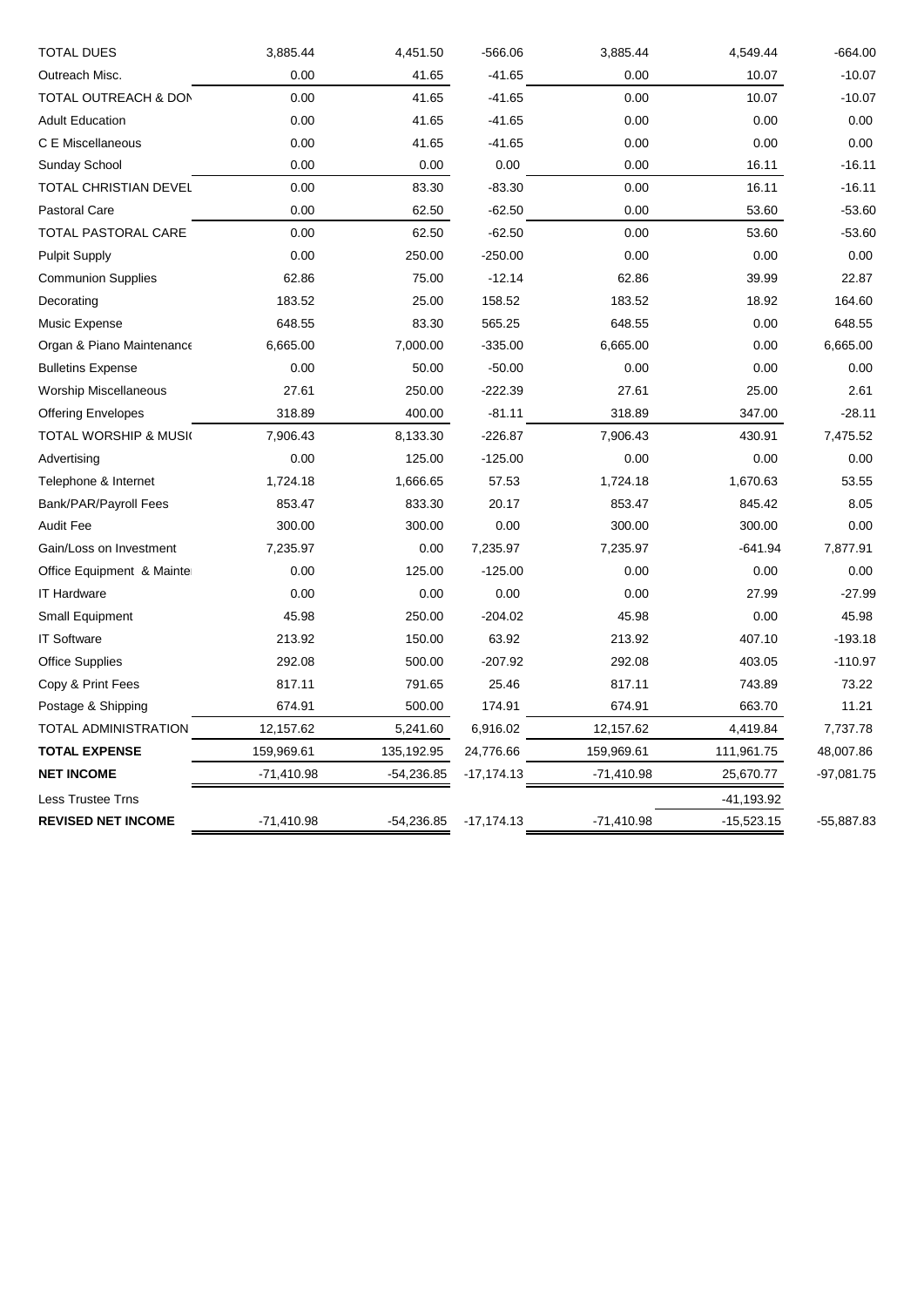| | | | | | | |
|---|---|---|---|---|---|---|
| TOTAL DUES | 3,885.44 | 4,451.50 | -566.06 | 3,885.44 | 4,549.44 | -664.00 |
| Outreach Misc. | 0.00 | 41.65 | -41.65 | 0.00 | 10.07 | -10.07 |
| TOTAL OUTREACH & DON | 0.00 | 41.65 | -41.65 | 0.00 | 10.07 | -10.07 |
| Adult Education | 0.00 | 41.65 | -41.65 | 0.00 | 0.00 | 0.00 |
| C E Miscellaneous | 0.00 | 41.65 | -41.65 | 0.00 | 0.00 | 0.00 |
| Sunday School | 0.00 | 0.00 | 0.00 | 0.00 | 16.11 | -16.11 |
| TOTAL CHRISTIAN DEVEL | 0.00 | 83.30 | -83.30 | 0.00 | 16.11 | -16.11 |
| Pastoral Care | 0.00 | 62.50 | -62.50 | 0.00 | 53.60 | -53.60 |
| TOTAL PASTORAL CARE | 0.00 | 62.50 | -62.50 | 0.00 | 53.60 | -53.60 |
| Pulpit Supply | 0.00 | 250.00 | -250.00 | 0.00 | 0.00 | 0.00 |
| Communion Supplies | 62.86 | 75.00 | -12.14 | 62.86 | 39.99 | 22.87 |
| Decorating | 183.52 | 25.00 | 158.52 | 183.52 | 18.92 | 164.60 |
| Music Expense | 648.55 | 83.30 | 565.25 | 648.55 | 0.00 | 648.55 |
| Organ & Piano Maintenance | 6,665.00 | 7,000.00 | -335.00 | 6,665.00 | 0.00 | 6,665.00 |
| Bulletins Expense | 0.00 | 50.00 | -50.00 | 0.00 | 0.00 | 0.00 |
| Worship Miscellaneous | 27.61 | 250.00 | -222.39 | 27.61 | 25.00 | 2.61 |
| Offering Envelopes | 318.89 | 400.00 | -81.11 | 318.89 | 347.00 | -28.11 |
| TOTAL WORSHIP & MUSI( | 7,906.43 | 8,133.30 | -226.87 | 7,906.43 | 430.91 | 7,475.52 |
| Advertising | 0.00 | 125.00 | -125.00 | 0.00 | 0.00 | 0.00 |
| Telephone & Internet | 1,724.18 | 1,666.65 | 57.53 | 1,724.18 | 1,670.63 | 53.55 |
| Bank/PAR/Payroll Fees | 853.47 | 833.30 | 20.17 | 853.47 | 845.42 | 8.05 |
| Audit Fee | 300.00 | 300.00 | 0.00 | 300.00 | 300.00 | 0.00 |
| Gain/Loss on Investment | 7,235.97 | 0.00 | 7,235.97 | 7,235.97 | -641.94 | 7,877.91 |
| Office Equipment & Mainte | 0.00 | 125.00 | -125.00 | 0.00 | 0.00 | 0.00 |
| IT Hardware | 0.00 | 0.00 | 0.00 | 0.00 | 27.99 | -27.99 |
| Small Equipment | 45.98 | 250.00 | -204.02 | 45.98 | 0.00 | 45.98 |
| IT Software | 213.92 | 150.00 | 63.92 | 213.92 | 407.10 | -193.18 |
| Office Supplies | 292.08 | 500.00 | -207.92 | 292.08 | 403.05 | -110.97 |
| Copy & Print Fees | 817.11 | 791.65 | 25.46 | 817.11 | 743.89 | 73.22 |
| Postage & Shipping | 674.91 | 500.00 | 174.91 | 674.91 | 663.70 | 11.21 |
| TOTAL ADMINISTRATION | 12,157.62 | 5,241.60 | 6,916.02 | 12,157.62 | 4,419.84 | 7,737.78 |
| **TOTAL EXPENSE** | 159,969.61 | 135,192.95 | 24,776.66 | 159,969.61 | 111,961.75 | 48,007.86 |
| **NET INCOME** | -71,410.98 | -54,236.85 | -17,174.13 | -71,410.98 | 25,670.77 | -97,081.75 |
| Less Trustee Trns | | | | | -41,193.92 | |
| **REVISED NET INCOME** | -71,410.98 | -54,236.85 | -17,174.13 | -71,410.98 | -15,523.15 | -55,887.83 |